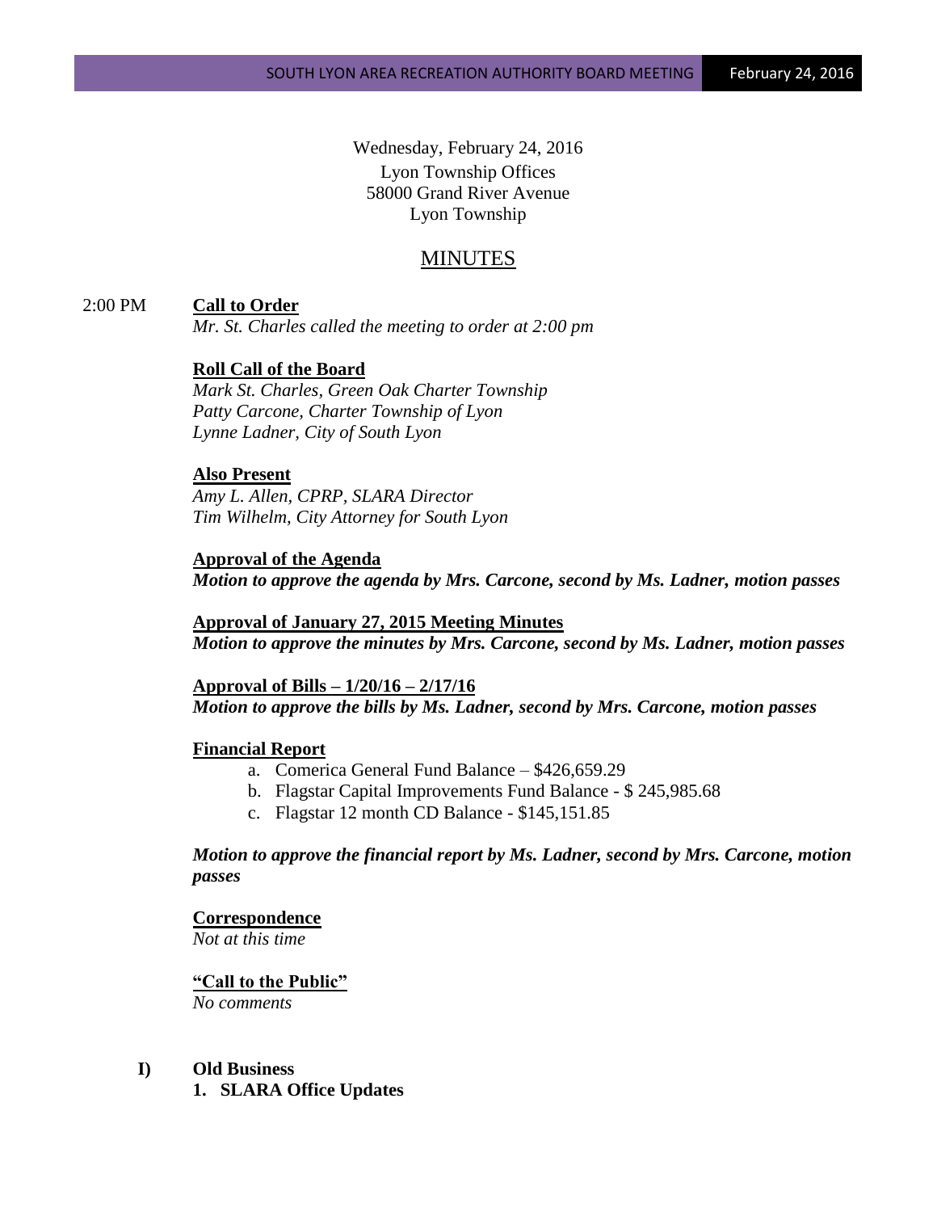Wednesday, February 24, 2016
Lyon Township Offices
58000 Grand River Avenue
Lyon Township

# MINUTES

2:00 PM **Call to Order**

*Mr. St. Charles called the meeting to order at 2:00 pm*

**Roll Call of the Board**

*Mark St. Charles, Green Oak Charter Township*
*Patty Carcone, Charter Township of Lyon*
*Lynne Ladner, City of South Lyon*

**Also Present**

*Amy L. Allen, CPRP, SLARA Director*
*Tim Wilhelm, City Attorney for South Lyon*

**Approval of the Agenda**

***Motion to approve the agenda by Mrs. Carcone, second by Ms. Ladner, motion passes***

**Approval of January 27, 2015 Meeting Minutes**

***Motion to approve the minutes by Mrs. Carcone, second by Ms. Ladner, motion passes***

**Approval of Bills – 1/20/16 – 2/17/16**

***Motion to approve the bills by Ms. Ladner, second by Mrs. Carcone, motion passes***

**Financial Report**

a. Comerica General Fund Balance – $426,659.29
b. Flagstar Capital Improvements Fund Balance - $ 245,985.68
c. Flagstar 12 month CD Balance - $145,151.85

***Motion to approve the financial report by Ms. Ladner, second by Mrs. Carcone, motion passes***

**Correspondence**

*Not at this time*

**"Call to the Public"**

*No comments*

**I) Old Business**

**1. SLARA Office Updates**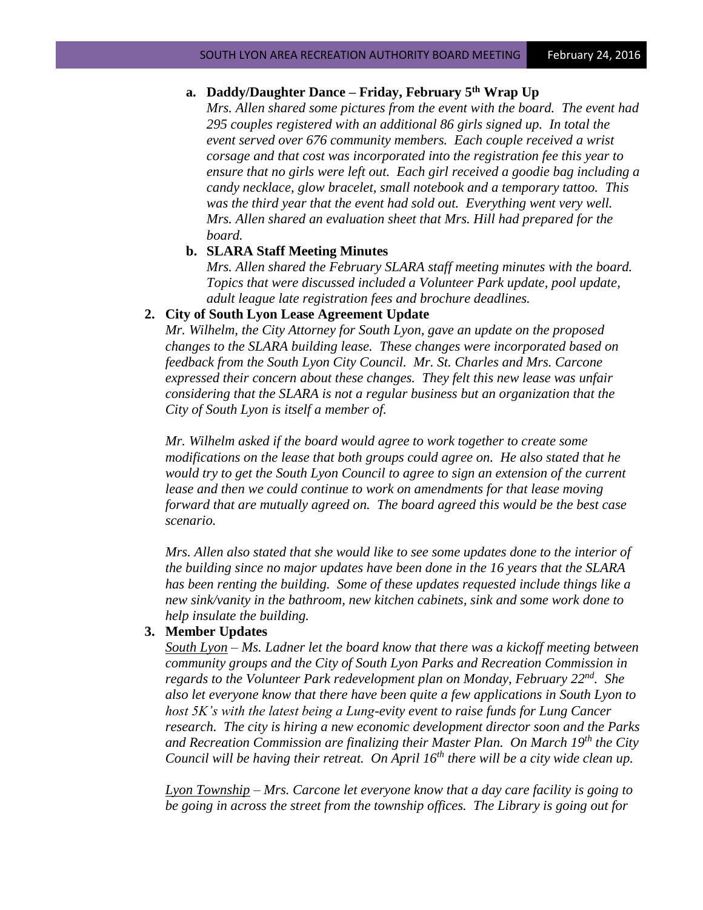**a. Daddy/Daughter Dance – Friday, February 5th Wrap Up**

*Mrs. Allen shared some pictures from the event with the board. The event had 295 couples registered with an additional 86 girls signed up. In total the event served over 676 community members. Each couple received a wrist corsage and that cost was incorporated into the registration fee this year to ensure that no girls were left out. Each girl received a goodie bag including a candy necklace, glow bracelet, small notebook and a temporary tattoo. This was the third year that the event had sold out. Everything went very well. Mrs. Allen shared an evaluation sheet that Mrs. Hill had prepared for the board.*

**b. SLARA Staff Meeting Minutes**

*Mrs. Allen shared the February SLARA staff meeting minutes with the board. Topics that were discussed included a Volunteer Park update, pool update, adult league late registration fees and brochure deadlines.*

**2. City of South Lyon Lease Agreement Update**

*Mr. Wilhelm, the City Attorney for South Lyon, gave an update on the proposed changes to the SLARA building lease. These changes were incorporated based on feedback from the South Lyon City Council. Mr. St. Charles and Mrs. Carcone expressed their concern about these changes. They felt this new lease was unfair considering that the SLARA is not a regular business but an organization that the City of South Lyon is itself a member of.*

*Mr. Wilhelm asked if the board would agree to work together to create some modifications on the lease that both groups could agree on. He also stated that he would try to get the South Lyon Council to agree to sign an extension of the current lease and then we could continue to work on amendments for that lease moving forward that are mutually agreed on. The board agreed this would be the best case scenario.*

*Mrs. Allen also stated that she would like to see some updates done to the interior of the building since no major updates have been done in the 16 years that the SLARA has been renting the building. Some of these updates requested include things like a new sink/vanity in the bathroom, new kitchen cabinets, sink and some work done to help insulate the building.*

**3. Member Updates**

South Lyon – *Ms. Ladner let the board know that there was a kickoff meeting between community groups and the City of South Lyon Parks and Recreation Commission in regards to the Volunteer Park redevelopment plan on Monday, February 22nd. She also let everyone know that there have been quite a few applications in South Lyon to host 5K's with the latest being a Lung-evity event to raise funds for Lung Cancer research. The city is hiring a new economic development director soon and the Parks and Recreation Commission are finalizing their Master Plan. On March 19th the City Council will be having their retreat. On April 16th there will be a city wide clean up.*

Lyon Township – *Mrs. Carcone let everyone know that a day care facility is going to be going in across the street from the township offices. The Library is going out for*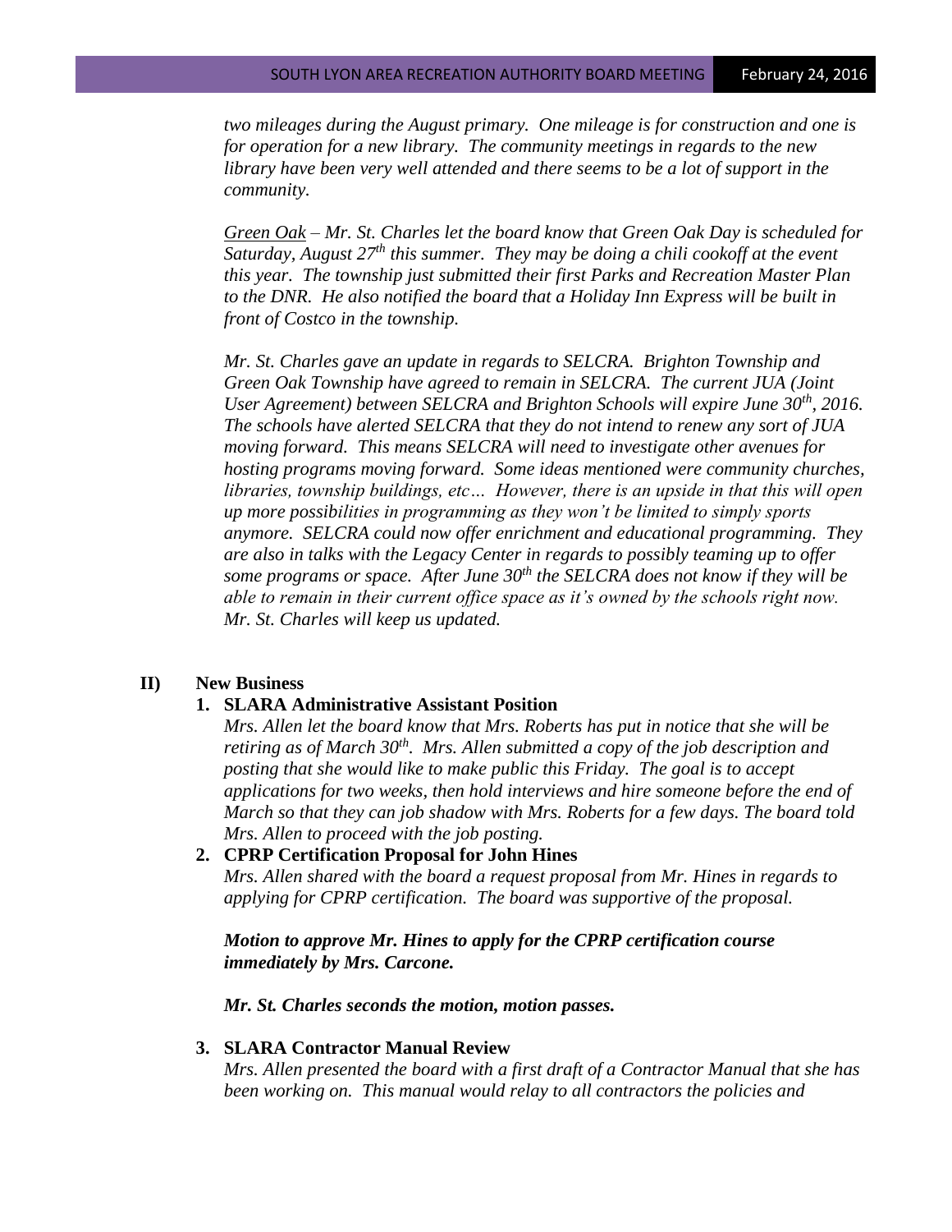*two mileages during the August primary. One mileage is for construction and one is for operation for a new library. The community meetings in regards to the new library have been very well attended and there seems to be a lot of support in the community.*

*Green Oak – Mr. St. Charles let the board know that Green Oak Day is scheduled for Saturday, August 27th this summer. They may be doing a chili cookoff at the event this year. The township just submitted their first Parks and Recreation Master Plan to the DNR. He also notified the board that a Holiday Inn Express will be built in front of Costco in the township.*

*Mr. St. Charles gave an update in regards to SELCRA. Brighton Township and Green Oak Township have agreed to remain in SELCRA. The current JUA (Joint User Agreement) between SELCRA and Brighton Schools will expire June 30th, 2016. The schools have alerted SELCRA that they do not intend to renew any sort of JUA moving forward. This means SELCRA will need to investigate other avenues for hosting programs moving forward. Some ideas mentioned were community churches, libraries, township buildings, etc… However, there is an upside in that this will open up more possibilities in programming as they won't be limited to simply sports anymore. SELCRA could now offer enrichment and educational programming. They are also in talks with the Legacy Center in regards to possibly teaming up to offer some programs or space. After June 30th the SELCRA does not know if they will be able to remain in their current office space as it's owned by the schools right now. Mr. St. Charles will keep us updated.*

## II) New Business

### 1. SLARA Administrative Assistant Position

*Mrs. Allen let the board know that Mrs. Roberts has put in notice that she will be retiring as of March 30th. Mrs. Allen submitted a copy of the job description and posting that she would like to make public this Friday. The goal is to accept applications for two weeks, then hold interviews and hire someone before the end of March so that they can job shadow with Mrs. Roberts for a few days. The board told Mrs. Allen to proceed with the job posting.*

### 2. CPRP Certification Proposal for John Hines

*Mrs. Allen shared with the board a request proposal from Mr. Hines in regards to applying for CPRP certification. The board was supportive of the proposal.*

***Motion to approve Mr. Hines to apply for the CPRP certification course immediately by Mrs. Carcone.***

***Mr. St. Charles seconds the motion, motion passes.***

### 3. SLARA Contractor Manual Review

*Mrs. Allen presented the board with a first draft of a Contractor Manual that she has been working on. This manual would relay to all contractors the policies and*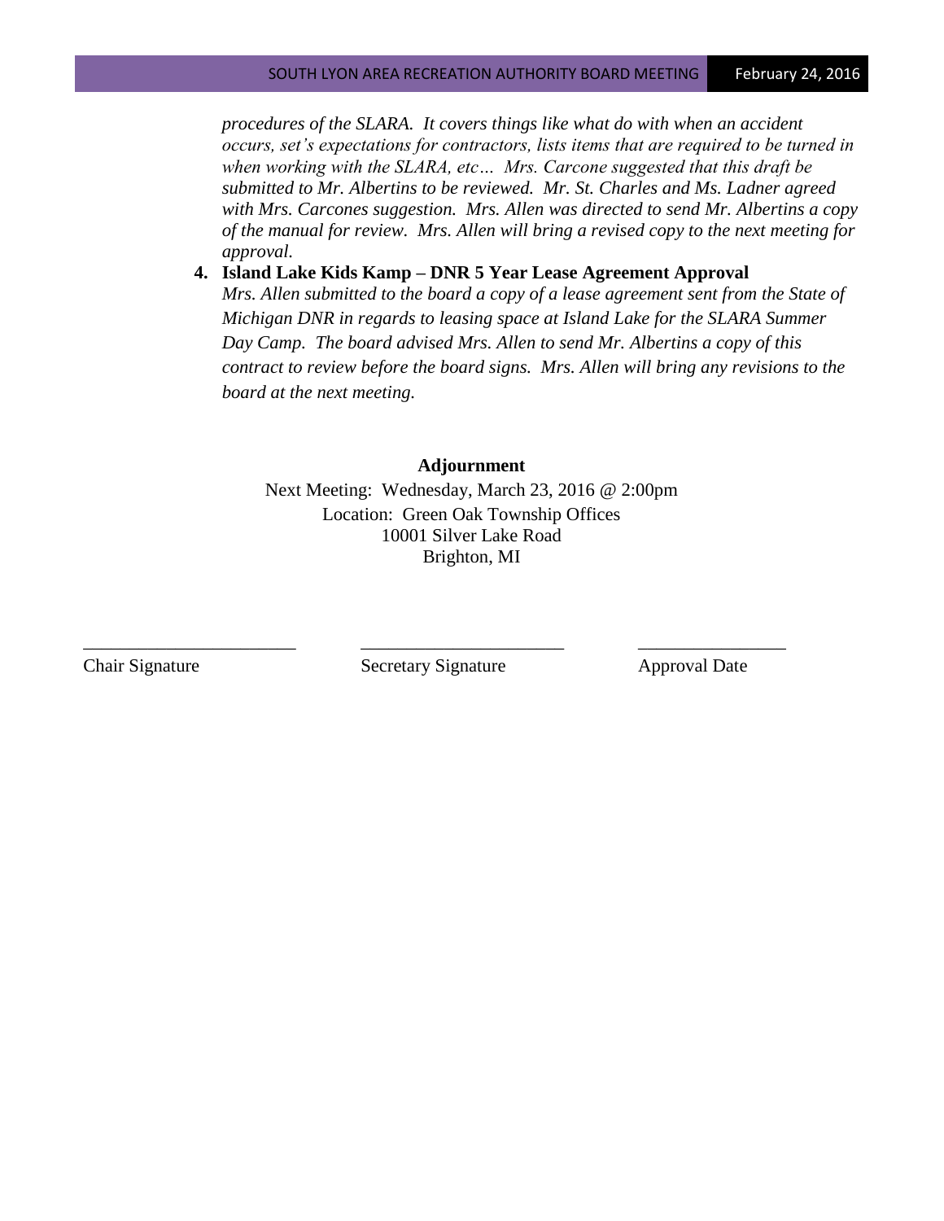*procedures of the SLARA. It covers things like what do with when an accident occurs, set's expectations for contractors, lists items that are required to be turned in when working with the SLARA, etc… Mrs. Carcone suggested that this draft be submitted to Mr. Albertins to be reviewed. Mr. St. Charles and Ms. Ladner agreed with Mrs. Carcones suggestion. Mrs. Allen was directed to send Mr. Albertins a copy of the manual for review. Mrs. Allen will bring a revised copy to the next meeting for approval.*

4. **Island Lake Kids Kamp – DNR 5 Year Lease Agreement Approval**
   *Mrs. Allen submitted to the board a copy of a lease agreement sent from the State of Michigan DNR in regards to leasing space at Island Lake for the SLARA Summer Day Camp. The board advised Mrs. Allen to send Mr. Albertins a copy of this contract to review before the board signs. Mrs. Allen will bring any revisions to the board at the next meeting.*

**Adjournment**

Next Meeting: Wednesday, March 23, 2016 @ 2:00pm
Location: Green Oak Township Offices
10001 Silver Lake Road
Brighton, MI

______________________ ______________________ ________________

Chair Signature Secretary Signature Approval Date